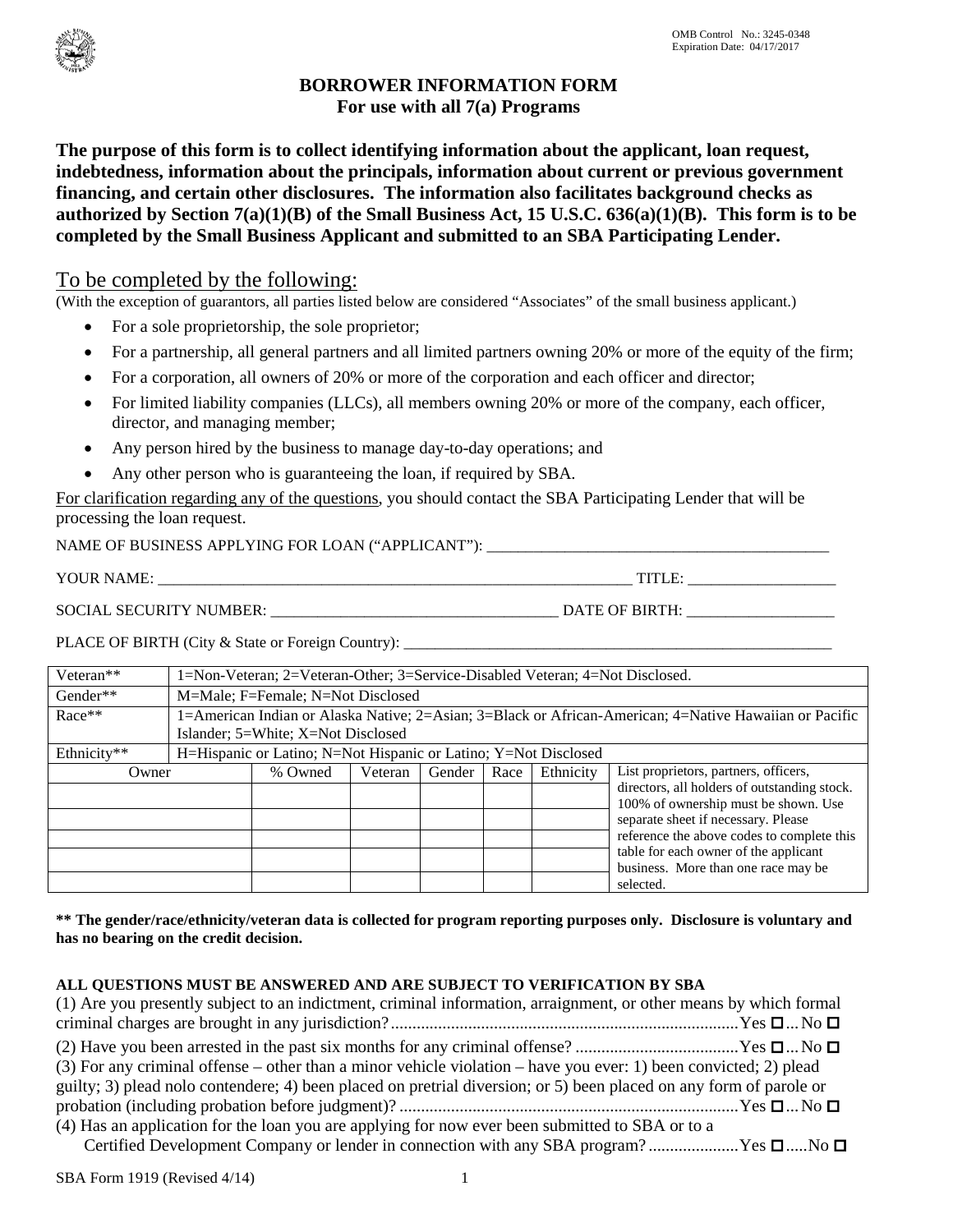OMB Control No.: 3245-0348
Expiration Date: 04/17/2017

# BORROWER INFORMATION FORM
## For use with all 7(a) Programs

**The purpose of this form is to collect identifying information about the applicant, loan request, indebtedness, information about the principals, information about current or previous government financing, and certain other disclosures. The information also facilitates background checks as authorized by Section 7(a)(1)(B) of the Small Business Act, 15 U.S.C. 636(a)(1)(B). This form is to be completed by the Small Business Applicant and submitted to an SBA Participating Lender.**

## To be completed by the following:

(With the exception of guarantors, all parties listed below are considered "Associates" of the small business applicant.)

- For a sole proprietorship, the sole proprietor;
- For a partnership, all general partners and all limited partners owning 20% or more of the equity of the firm;
- For a corporation, all owners of 20% or more of the corporation and each officer and director;
- For limited liability companies (LLCs), all members owning 20% or more of the company, each officer, director, and managing member;
- Any person hired by the business to manage day-to-day operations; and
- Any other person who is guaranteeing the loan, if required by SBA.

For clarification regarding any of the questions, you should contact the SBA Participating Lender that will be processing the loan request.

NAME OF BUSINESS APPLYING FOR LOAN ("APPLICANT"): ___________________________________________

YOUR NAME: _____________________________________________________________ TITLE: ___________________

SOCIAL SECURITY NUMBER: ____________________________________ DATE OF BIRTH: ___________________

PLACE OF BIRTH (City & State or Foreign Country): _________________________________________________________

| Veteran** | 1=Non-Veteran; 2=Veteran-Other; 3=Service-Disabled Veteran; 4=Not Disclosed. |
|---|---|
| Gender** | M=Male; F=Female; N=Not Disclosed |
| Race** | 1=American Indian or Alaska Native; 2=Asian; 3=Black or African-American; 4=Native Hawaiian or Pacific Islander; 5=White; X=Not Disclosed |
| Ethnicity** | H=Hispanic or Latino; N=Not Hispanic or Latino; Y=Not Disclosed |

| Owner | % Owned | Veteran | Gender | Race | Ethnicity | List proprietors, partners, officers, directors, all holders of outstanding stock. 100% of ownership must be shown. Use separate sheet if necessary. Please reference the above codes to complete this table for each owner of the applicant business. More than one race may be selected. |
|---|---|---|---|---|---|---|
| | | | | | | |
| | | | | | | |
| | | | | | | |
| | | | | | | |
| | | | | | | |

**\*\* The gender/race/ethnicity/veteran data is collected for program reporting purposes only. Disclosure is voluntary and has no bearing on the credit decision.**

**ALL QUESTIONS MUST BE ANSWERED AND ARE SUBJECT TO VERIFICATION BY SBA**

(1) Are you presently subject to an indictment, criminal information, arraignment, or other means by which formal criminal charges are brought in any jurisdiction?................................................................................Yes ☐... No ☐

(2) Have you been arrested in the past six months for any criminal offense? ......................................Yes ☐... No ☐

(3) For any criminal offense – other than a minor vehicle violation – have you ever: 1) been convicted; 2) plead guilty; 3) plead nolo contendere; 4) been placed on pretrial diversion; or 5) been placed on any form of parole or probation (including probation before judgment)? .............................................................................Yes ☐... No ☐

(4) Has an application for the loan you are applying for now ever been submitted to SBA or to a Certified Development Company or lender in connection with any SBA program?....................Yes ☐.....No ☐

SBA Form 1919 (Revised 4/14)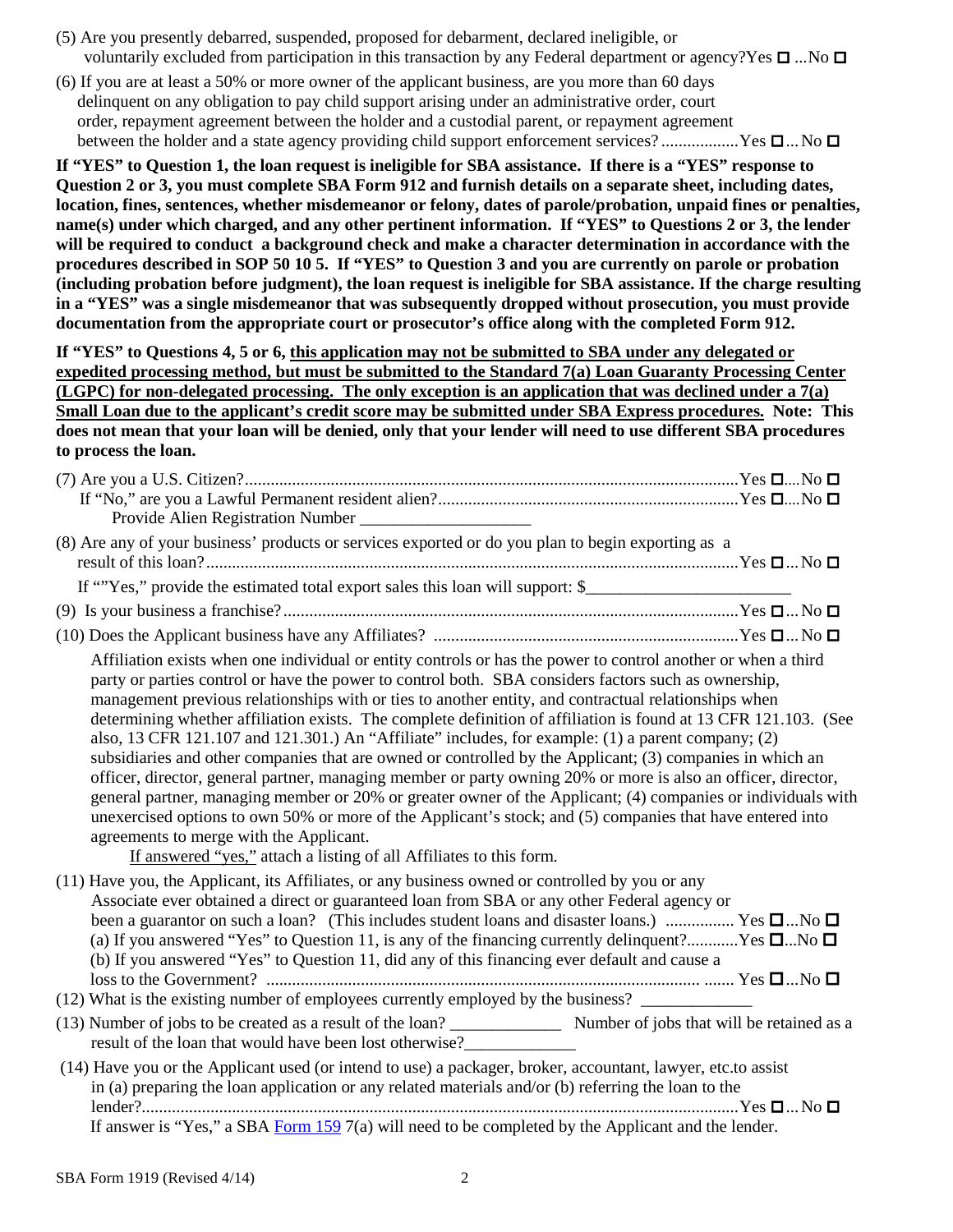(5) Are you presently debarred, suspended, proposed for debarment, declared ineligible, or voluntarily excluded from participation in this transaction by any Federal department or agency?Yes ☐ ...No ☐

(6) If you are at least a 50% or more owner of the applicant business, are you more than 60 days delinquent on any obligation to pay child support arising under an administrative order, court order, repayment agreement between the holder and a custodial parent, or repayment agreement between the holder and a state agency providing child support enforcement services? ..................Yes ☐... No ☐

**If "YES" to Question 1, the loan request is ineligible for SBA assistance. If there is a "YES" response to Question 2 or 3, you must complete SBA Form 912 and furnish details on a separate sheet, including dates, location, fines, sentences, whether misdemeanor or felony, dates of parole/probation, unpaid fines or penalties, name(s) under which charged, and any other pertinent information. If "YES" to Questions 2 or 3, the lender will be required to conduct a background check and make a character determination in accordance with the procedures described in SOP 50 10 5. If "YES" to Question 3 and you are currently on parole or probation (including probation before judgment), the loan request is ineligible for SBA assistance. If the charge resulting in a "YES" was a single misdemeanor that was subsequently dropped without prosecution, you must provide documentation from the appropriate court or prosecutor's office along with the completed Form 912.**

**If "YES" to Questions 4, 5 or 6, <u>this application may not be submitted to SBA under any delegated or expedited processing method, but must be submitted to the Standard 7(a) Loan Guaranty Processing Center (LGPC) for non-delegated processing. The only exception is an application that was declined under a 7(a) Small Loan due to the applicant's credit score may be submitted under SBA Express procedures.</u> Note: This does not mean that your loan will be denied, only that your lender will need to use different SBA procedures to process the loan.**

(7) Are you a U.S. Citizen?...................................................................................................................Yes ☐....No ☐
If "No," are you a Lawful Permanent resident alien?......................................................................Yes ☐....No ☐
Provide Alien Registration Number ____________________

(8) Are any of your business' products or services exported or do you plan to begin exporting as a result of this loan?...........................................................................................................................Yes ☐... No ☐

If ""Yes," provide the estimated total export sales this loan will support: $________________________

(9) Is your business a franchise?.........................................................................................................Yes ☐... No ☐

(10) Does the Applicant business have any Affiliates? .......................................................................Yes ☐... No ☐

Affiliation exists when one individual or entity controls or has the power to control another or when a third party or parties control or have the power to control both. SBA considers factors such as ownership, management previous relationships with or ties to another entity, and contractual relationships when determining whether affiliation exists. The complete definition of affiliation is found at 13 CFR 121.103. (See also, 13 CFR 121.107 and 121.301.) An "Affiliate" includes, for example: (1) a parent company; (2) subsidiaries and other companies that are owned or controlled by the Applicant; (3) companies in which an officer, director, general partner, managing member or party owning 20% or more is also an officer, director, general partner, managing member or 20% or greater owner of the Applicant; (4) companies or individuals with unexercised options to own 50% or more of the Applicant's stock; and (5) companies that have entered into agreements to merge with the Applicant.

<u>If answered "yes,"</u> attach a listing of all Affiliates to this form.

(11) Have you, the Applicant, its Affiliates, or any business owned or controlled by you or any Associate ever obtained a direct or guaranteed loan from SBA or any other Federal agency or been a guarantor on such a loan? (This includes student loans and disaster loans.) ................ Yes ☐...No ☐
(a) If you answered "Yes" to Question 11, is any of the financing currently delinquent?............Yes ☐...No ☐
(b) If you answered "Yes" to Question 11, did any of this financing ever default and cause a loss to the Government? ..................................................................................................... ....... Yes ☐...No ☐

(12) What is the existing number of employees currently employed by the business? _____________

(13) Number of jobs to be created as a result of the loan? _____________ Number of jobs that will be retained as a result of the loan that would have been lost otherwise?_____________

(14) Have you or the Applicant used (or intend to use) a packager, broker, accountant, lawyer, etc.to assist in (a) preparing the loan application or any related materials and/or (b) referring the loan to the lender?.........................................................................................................................................Yes ☐... No ☐
If answer is "Yes," a SBA Form 159 7(a) will need to be completed by the Applicant and the lender.

SBA Form 1919 (Revised 4/14)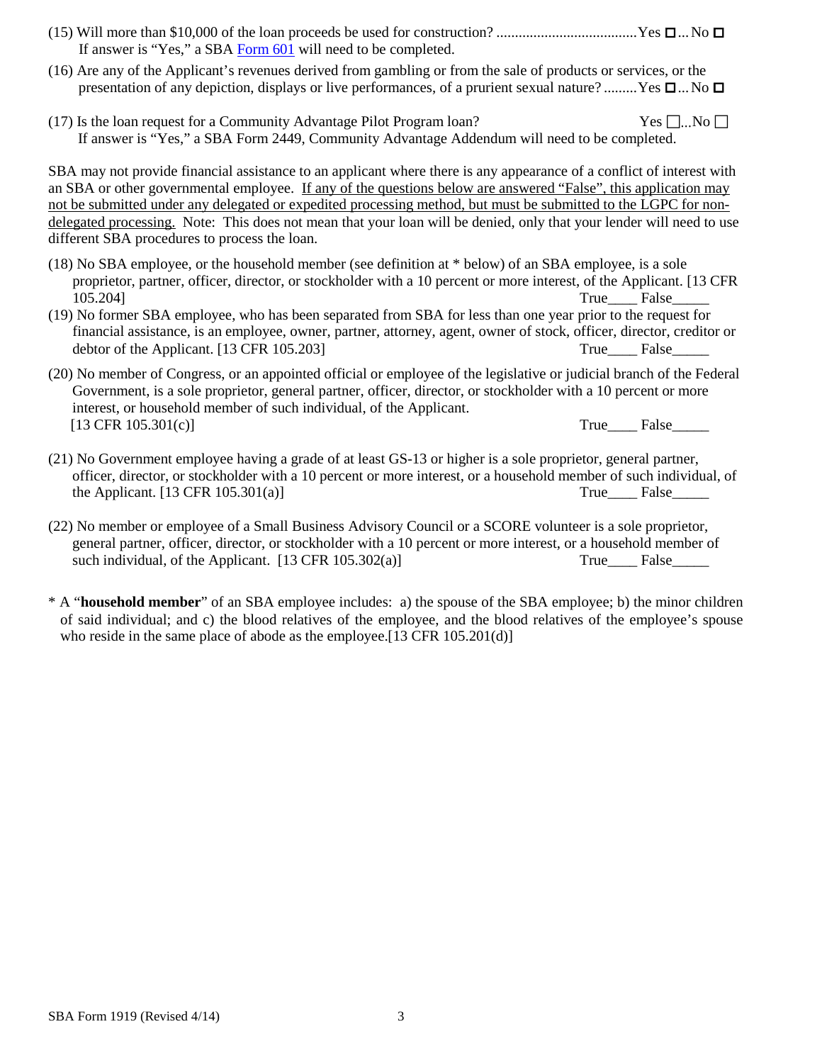(15) Will more than $10,000 of the loan proceeds be used for construction? ......................................Yes ☐... No ☐
If answer is "Yes," a SBA Form 601 will need to be completed.

(16) Are any of the Applicant's revenues derived from gambling or from the sale of products or services, or the presentation of any depiction, displays or live performances, of a prurient sexual nature? .........Yes ☐... No ☐

(17) Is the loan request for a Community Advantage Pilot Program loan? Yes ☐...No ☐
If answer is "Yes," a SBA Form 2449, Community Advantage Addendum will need to be completed.

SBA may not provide financial assistance to an applicant where there is any appearance of a conflict of interest with an SBA or other governmental employee. <u>If any of the questions below are answered "False", this application may not be submitted under any delegated or expedited processing method, but must be submitted to the LGPC for non-delegated processing.</u> Note: This does not mean that your loan will be denied, only that your lender will need to use different SBA procedures to process the loan.

(18) No SBA employee, or the household member (see definition at * below) of an SBA employee, is a sole proprietor, partner, officer, director, or stockholder with a 10 percent or more interest, of the Applicant. [13 CFR 105.204] True____ False_____

(19) No former SBA employee, who has been separated from SBA for less than one year prior to the request for financial assistance, is an employee, owner, partner, attorney, agent, owner of stock, officer, director, creditor or debtor of the Applicant. [13 CFR 105.203] True____ False_____

(20) No member of Congress, or an appointed official or employee of the legislative or judicial branch of the Federal Government, is a sole proprietor, general partner, officer, director, or stockholder with a 10 percent or more interest, or household member of such individual, of the Applicant.
[13 CFR 105.301(c)] True____ False_____

(21) No Government employee having a grade of at least GS-13 or higher is a sole proprietor, general partner, officer, director, or stockholder with a 10 percent or more interest, or a household member of such individual, of the Applicant. [13 CFR 105.301(a)] True____ False_____

(22) No member or employee of a Small Business Advisory Council or a SCORE volunteer is a sole proprietor, general partner, officer, director, or stockholder with a 10 percent or more interest, or a household member of such individual, of the Applicant. [13 CFR 105.302(a)] True____ False_____

* A "**household member**" of an SBA employee includes: a) the spouse of the SBA employee; b) the minor children of said individual; and c) the blood relatives of the employee, and the blood relatives of the employee's spouse who reside in the same place of abode as the employee.[13 CFR 105.201(d)]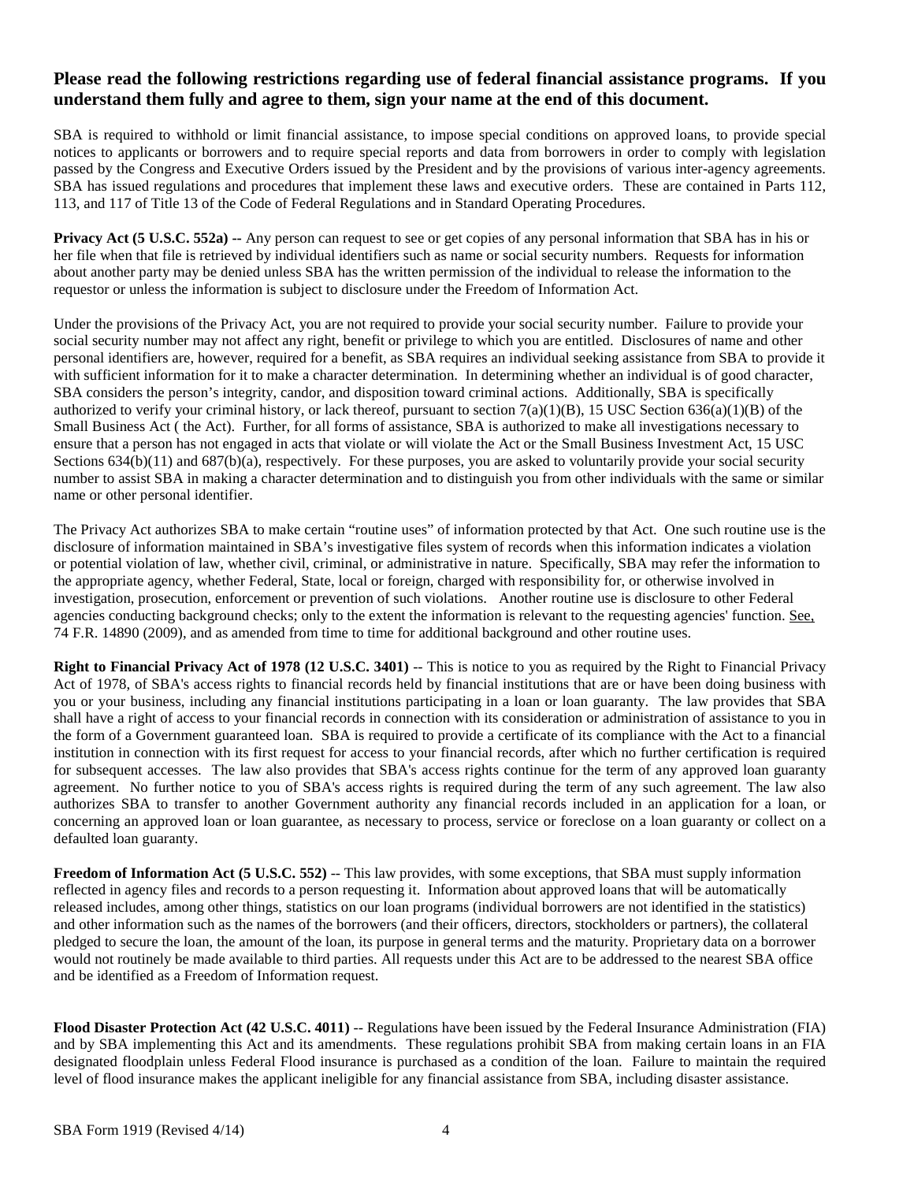**Please read the following restrictions regarding use of federal financial assistance programs. If you understand them fully and agree to them, sign your name at the end of this document.**

SBA is required to withhold or limit financial assistance, to impose special conditions on approved loans, to provide special notices to applicants or borrowers and to require special reports and data from borrowers in order to comply with legislation passed by the Congress and Executive Orders issued by the President and by the provisions of various inter-agency agreements. SBA has issued regulations and procedures that implement these laws and executive orders. These are contained in Parts 112, 113, and 117 of Title 13 of the Code of Federal Regulations and in Standard Operating Procedures.

**Privacy Act (5 U.S.C. 552a) --** Any person can request to see or get copies of any personal information that SBA has in his or her file when that file is retrieved by individual identifiers such as name or social security numbers. Requests for information about another party may be denied unless SBA has the written permission of the individual to release the information to the requestor or unless the information is subject to disclosure under the Freedom of Information Act.

Under the provisions of the Privacy Act, you are not required to provide your social security number. Failure to provide your social security number may not affect any right, benefit or privilege to which you are entitled. Disclosures of name and other personal identifiers are, however, required for a benefit, as SBA requires an individual seeking assistance from SBA to provide it with sufficient information for it to make a character determination. In determining whether an individual is of good character, SBA considers the person's integrity, candor, and disposition toward criminal actions. Additionally, SBA is specifically authorized to verify your criminal history, or lack thereof, pursuant to section 7(a)(1)(B), 15 USC Section 636(a)(1)(B) of the Small Business Act ( the Act). Further, for all forms of assistance, SBA is authorized to make all investigations necessary to ensure that a person has not engaged in acts that violate or will violate the Act or the Small Business Investment Act, 15 USC Sections 634(b)(11) and 687(b)(a), respectively. For these purposes, you are asked to voluntarily provide your social security number to assist SBA in making a character determination and to distinguish you from other individuals with the same or similar name or other personal identifier.

The Privacy Act authorizes SBA to make certain "routine uses" of information protected by that Act. One such routine use is the disclosure of information maintained in SBA's investigative files system of records when this information indicates a violation or potential violation of law, whether civil, criminal, or administrative in nature. Specifically, SBA may refer the information to the appropriate agency, whether Federal, State, local or foreign, charged with responsibility for, or otherwise involved in investigation, prosecution, enforcement or prevention of such violations. Another routine use is disclosure to other Federal agencies conducting background checks; only to the extent the information is relevant to the requesting agencies' function. See, 74 F.R. 14890 (2009), and as amended from time to time for additional background and other routine uses.

**Right to Financial Privacy Act of 1978 (12 U.S.C. 3401)** -- This is notice to you as required by the Right to Financial Privacy Act of 1978, of SBA's access rights to financial records held by financial institutions that are or have been doing business with you or your business, including any financial institutions participating in a loan or loan guaranty. The law provides that SBA shall have a right of access to your financial records in connection with its consideration or administration of assistance to you in the form of a Government guaranteed loan. SBA is required to provide a certificate of its compliance with the Act to a financial institution in connection with its first request for access to your financial records, after which no further certification is required for subsequent accesses. The law also provides that SBA's access rights continue for the term of any approved loan guaranty agreement. No further notice to you of SBA's access rights is required during the term of any such agreement. The law also authorizes SBA to transfer to another Government authority any financial records included in an application for a loan, or concerning an approved loan or loan guarantee, as necessary to process, service or foreclose on a loan guaranty or collect on a defaulted loan guaranty.

**Freedom of Information Act (5 U.S.C. 552)** -- This law provides, with some exceptions, that SBA must supply information reflected in agency files and records to a person requesting it. Information about approved loans that will be automatically released includes, among other things, statistics on our loan programs (individual borrowers are not identified in the statistics) and other information such as the names of the borrowers (and their officers, directors, stockholders or partners), the collateral pledged to secure the loan, the amount of the loan, its purpose in general terms and the maturity. Proprietary data on a borrower would not routinely be made available to third parties. All requests under this Act are to be addressed to the nearest SBA office and be identified as a Freedom of Information request.

**Flood Disaster Protection Act (42 U.S.C. 4011)** -- Regulations have been issued by the Federal Insurance Administration (FIA) and by SBA implementing this Act and its amendments. These regulations prohibit SBA from making certain loans in an FIA designated floodplain unless Federal Flood insurance is purchased as a condition of the loan. Failure to maintain the required level of flood insurance makes the applicant ineligible for any financial assistance from SBA, including disaster assistance.

SBA Form 1919 (Revised 4/14)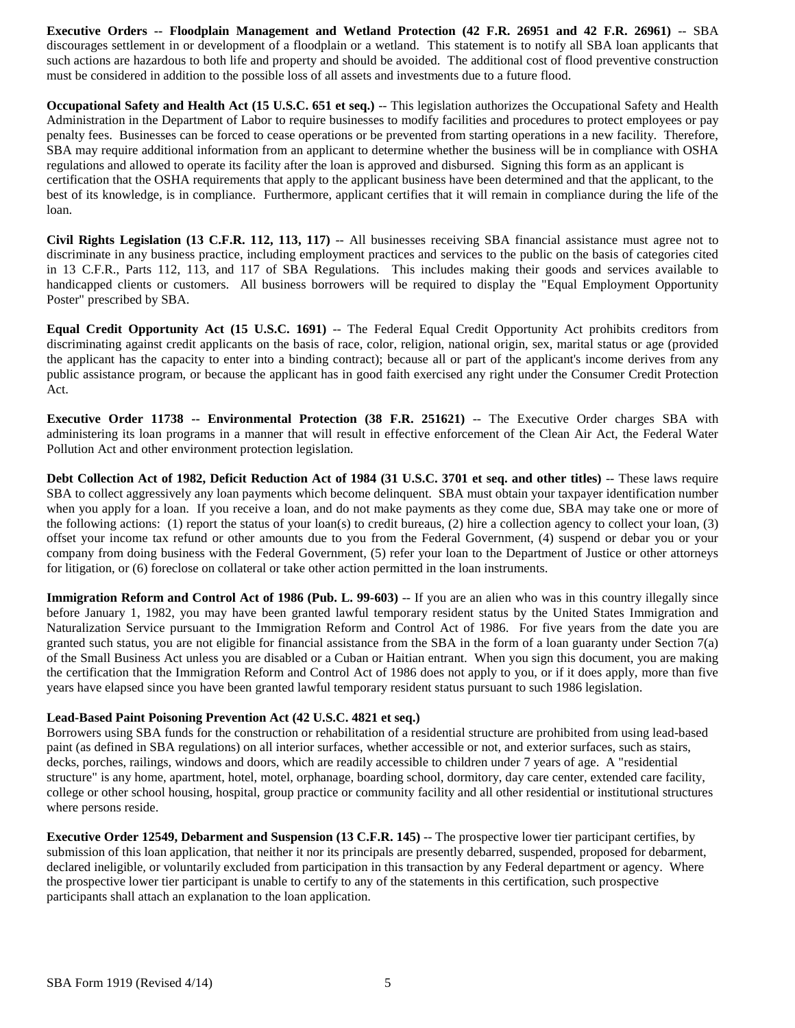**Executive Orders -- Floodplain Management and Wetland Protection (42 F.R. 26951 and 42 F.R. 26961)** -- SBA discourages settlement in or development of a floodplain or a wetland. This statement is to notify all SBA loan applicants that such actions are hazardous to both life and property and should be avoided. The additional cost of flood preventive construction must be considered in addition to the possible loss of all assets and investments due to a future flood.

**Occupational Safety and Health Act (15 U.S.C. 651 et seq.)** -- This legislation authorizes the Occupational Safety and Health Administration in the Department of Labor to require businesses to modify facilities and procedures to protect employees or pay penalty fees. Businesses can be forced to cease operations or be prevented from starting operations in a new facility. Therefore, SBA may require additional information from an applicant to determine whether the business will be in compliance with OSHA regulations and allowed to operate its facility after the loan is approved and disbursed. Signing this form as an applicant is certification that the OSHA requirements that apply to the applicant business have been determined and that the applicant, to the best of its knowledge, is in compliance. Furthermore, applicant certifies that it will remain in compliance during the life of the loan.

**Civil Rights Legislation (13 C.F.R. 112, 113, 117)** -- All businesses receiving SBA financial assistance must agree not to discriminate in any business practice, including employment practices and services to the public on the basis of categories cited in 13 C.F.R., Parts 112, 113, and 117 of SBA Regulations. This includes making their goods and services available to handicapped clients or customers. All business borrowers will be required to display the "Equal Employment Opportunity Poster" prescribed by SBA.

**Equal Credit Opportunity Act (15 U.S.C. 1691)** -- The Federal Equal Credit Opportunity Act prohibits creditors from discriminating against credit applicants on the basis of race, color, religion, national origin, sex, marital status or age (provided the applicant has the capacity to enter into a binding contract); because all or part of the applicant's income derives from any public assistance program, or because the applicant has in good faith exercised any right under the Consumer Credit Protection Act.

**Executive Order 11738 -- Environmental Protection (38 F.R. 251621)** -- The Executive Order charges SBA with administering its loan programs in a manner that will result in effective enforcement of the Clean Air Act, the Federal Water Pollution Act and other environment protection legislation.

**Debt Collection Act of 1982, Deficit Reduction Act of 1984 (31 U.S.C. 3701 et seq. and other titles)** -- These laws require SBA to collect aggressively any loan payments which become delinquent. SBA must obtain your taxpayer identification number when you apply for a loan. If you receive a loan, and do not make payments as they come due, SBA may take one or more of the following actions: (1) report the status of your loan(s) to credit bureaus, (2) hire a collection agency to collect your loan, (3) offset your income tax refund or other amounts due to you from the Federal Government, (4) suspend or debar you or your company from doing business with the Federal Government, (5) refer your loan to the Department of Justice or other attorneys for litigation, or (6) foreclose on collateral or take other action permitted in the loan instruments.

**Immigration Reform and Control Act of 1986 (Pub. L. 99-603)** -- If you are an alien who was in this country illegally since before January 1, 1982, you may have been granted lawful temporary resident status by the United States Immigration and Naturalization Service pursuant to the Immigration Reform and Control Act of 1986. For five years from the date you are granted such status, you are not eligible for financial assistance from the SBA in the form of a loan guaranty under Section 7(a) of the Small Business Act unless you are disabled or a Cuban or Haitian entrant. When you sign this document, you are making the certification that the Immigration Reform and Control Act of 1986 does not apply to you, or if it does apply, more than five years have elapsed since you have been granted lawful temporary resident status pursuant to such 1986 legislation.

**Lead-Based Paint Poisoning Prevention Act (42 U.S.C. 4821 et seq.)**
Borrowers using SBA funds for the construction or rehabilitation of a residential structure are prohibited from using lead-based paint (as defined in SBA regulations) on all interior surfaces, whether accessible or not, and exterior surfaces, such as stairs, decks, porches, railings, windows and doors, which are readily accessible to children under 7 years of age. A "residential structure" is any home, apartment, hotel, motel, orphanage, boarding school, dormitory, day care center, extended care facility, college or other school housing, hospital, group practice or community facility and all other residential or institutional structures where persons reside.

**Executive Order 12549, Debarment and Suspension (13 C.F.R. 145)** -- The prospective lower tier participant certifies, by submission of this loan application, that neither it nor its principals are presently debarred, suspended, proposed for debarment, declared ineligible, or voluntarily excluded from participation in this transaction by any Federal department or agency. Where the prospective lower tier participant is unable to certify to any of the statements in this certification, such prospective participants shall attach an explanation to the loan application.

SBA Form 1919 (Revised 4/14)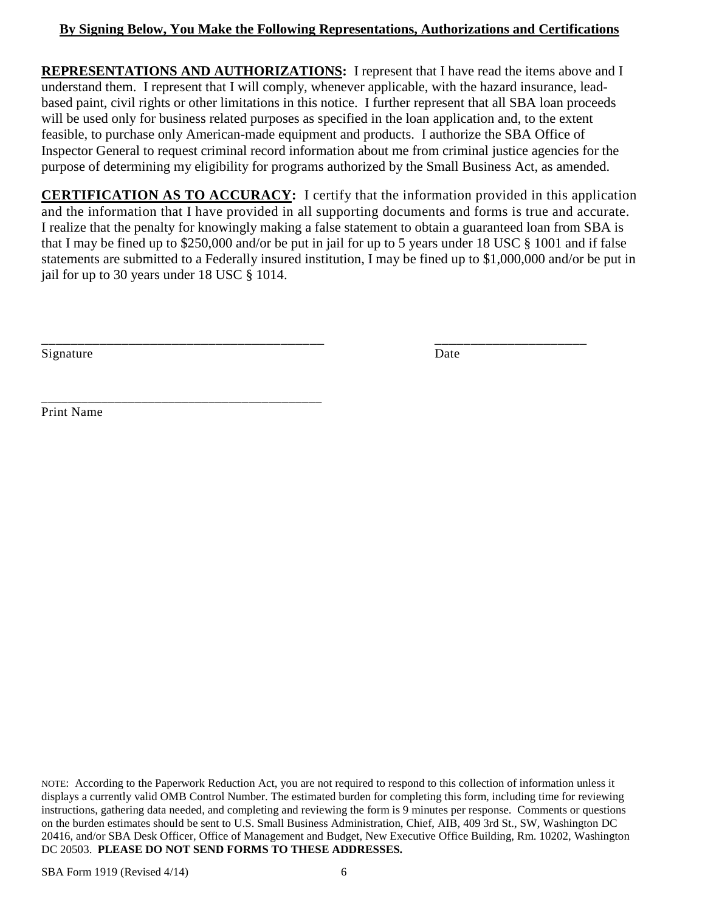**By Signing Below, You Make the Following Representations, Authorizations and Certifications**

**REPRESENTATIONS AND AUTHORIZATIONS:** I represent that I have read the items above and I understand them. I represent that I will comply, whenever applicable, with the hazard insurance, lead-based paint, civil rights or other limitations in this notice. I further represent that all SBA loan proceeds will be used only for business related purposes as specified in the loan application and, to the extent feasible, to purchase only American-made equipment and products. I authorize the SBA Office of Inspector General to request criminal record information about me from criminal justice agencies for the purpose of determining my eligibility for programs authorized by the Small Business Act, as amended.

**CERTIFICATION AS TO ACCURACY:** I certify that the information provided in this application and the information that I have provided in all supporting documents and forms is true and accurate. I realize that the penalty for knowingly making a false statement to obtain a guaranteed loan from SBA is that I may be fined up to $250,000 and/or be put in jail for up to 5 years under 18 USC § 1001 and if false statements are submitted to a Federally insured institution, I may be fined up to $1,000,000 and/or be put in jail for up to 30 years under 18 USC § 1014.

_________________________________________ ______________________

Signature Date

_________________________________________

Print Name

NOTE: According to the Paperwork Reduction Act, you are not required to respond to this collection of information unless it displays a currently valid OMB Control Number. The estimated burden for completing this form, including time for reviewing instructions, gathering data needed, and completing and reviewing the form is 9 minutes per response. Comments or questions on the burden estimates should be sent to U.S. Small Business Administration, Chief, AIB, 409 3rd St., SW, Washington DC 20416, and/or SBA Desk Officer, Office of Management and Budget, New Executive Office Building, Rm. 10202, Washington DC 20503. **PLEASE DO NOT SEND FORMS TO THESE ADDRESSES.**

SBA Form 1919 (Revised 4/14)